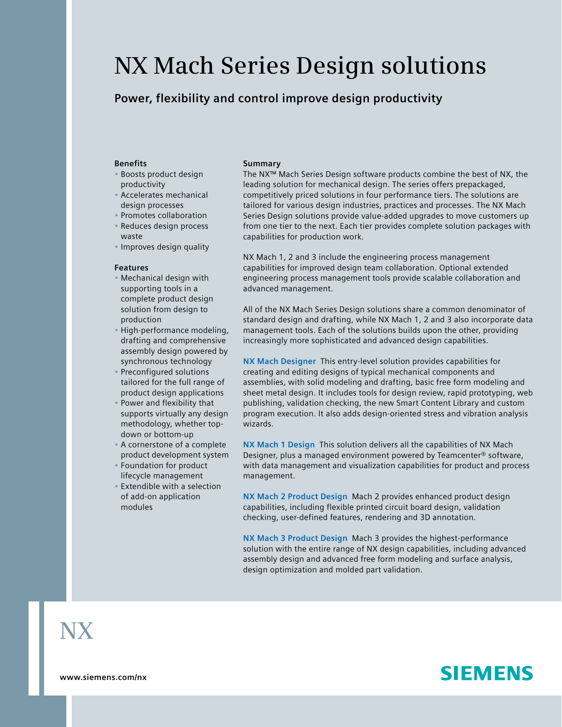# NX Mach Series Design solutions

## Power, flexibility and control improve design productivity

**Benefits**

- Boosts product design productivity
- Accelerates mechanical design processes
- Promotes collaboration
- Reduces design process waste
- Improves design quality

**Features**

- Mechanical design with supporting tools in a complete product design solution from design to production
- High-performance modeling, drafting and comprehensive assembly design powered by synchronous technology
- Preconfigured solutions tailored for the full range of product design applications
- Power and flexibility that supports virtually any design methodology, whether top-down or bottom-up
- A cornerstone of a complete product development system
- Foundation for product lifecycle management
- Extendible with a selection of add-on application modules

**Summary**

The NX™ Mach Series Design software products combine the best of NX, the leading solution for mechanical design. The series offers prepackaged, competitively priced solutions in four performance tiers. The solutions are tailored for various design industries, practices and processes. The NX Mach Series Design solutions provide value-added upgrades to move customers up from one tier to the next. Each tier provides complete solution packages with capabilities for production work.

NX Mach 1, 2 and 3 include the engineering process management capabilities for improved design team collaboration. Optional extended engineering process management tools provide scalable collaboration and advanced management.

All of the NX Mach Series Design solutions share a common denominator of standard design and drafting, while NX Mach 1, 2 and 3 also incorporate data management tools. Each of the solutions builds upon the other, providing increasingly more sophisticated and advanced design capabilities.

**NX Mach Designer** This entry-level solution provides capabilities for creating and editing designs of typical mechanical components and assemblies, with solid modeling and drafting, basic free form modeling and sheet metal design. It includes tools for design review, rapid prototyping, web publishing, validation checking, the new Smart Content Library and custom program execution. It also adds design-oriented stress and vibration analysis wizards.

**NX Mach 1 Design** This solution delivers all the capabilities of NX Mach Designer, plus a managed environment powered by Teamcenter® software, with data management and visualization capabilities for product and process management.

**NX Mach 2 Product Design** Mach 2 provides enhanced product design capabilities, including flexible printed circuit board design, validation checking, user-defined features, rendering and 3D annotation.

**NX Mach 3 Product Design** Mach 3 provides the highest-performance solution with the entire range of NX design capabilities, including advanced assembly design and advanced free form modeling and surface analysis, design optimization and molded part validation.

NX

www.siemens.com/nx

SIEMENS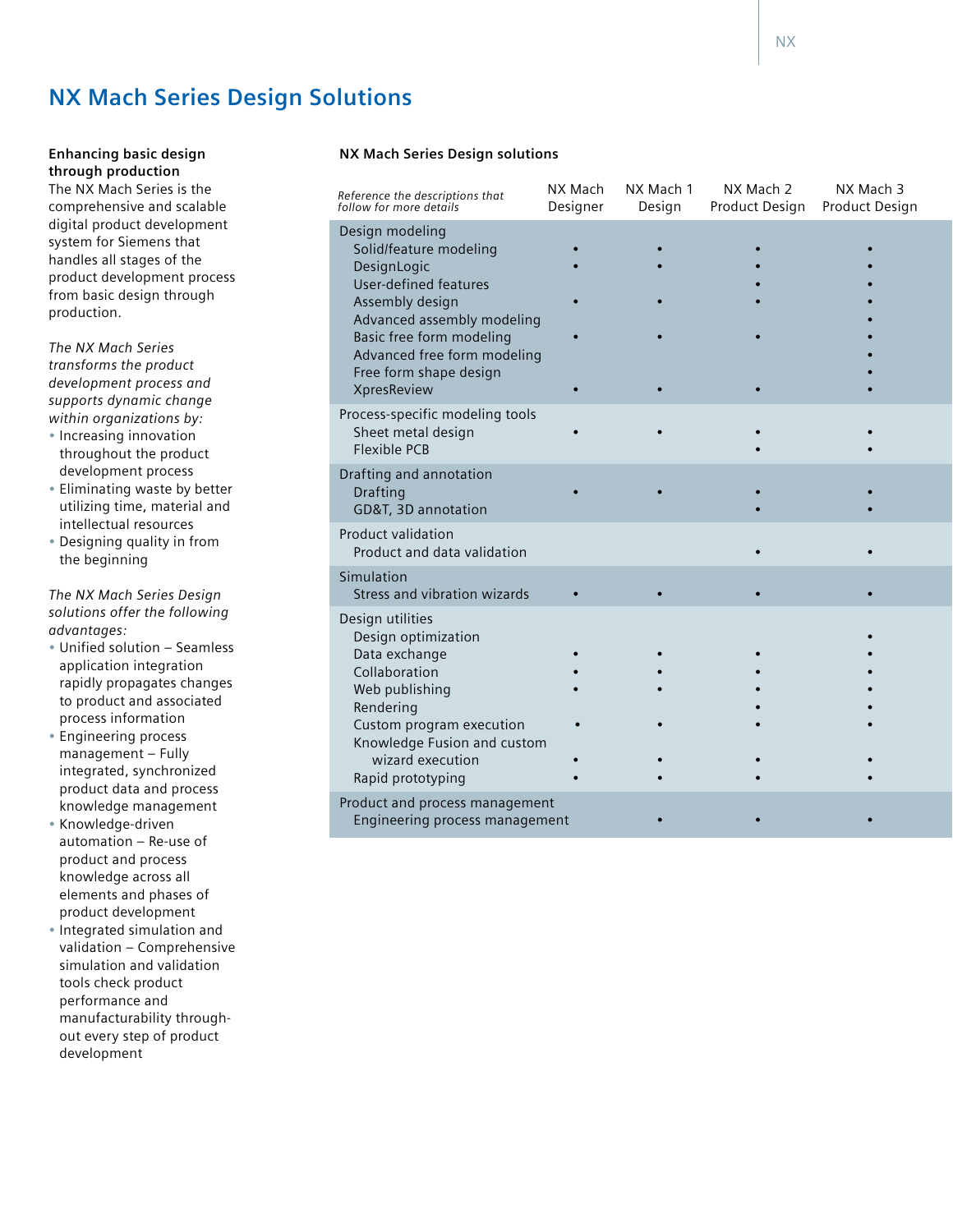# NX Mach Series Design Solutions

**Enhancing basic design through production**

The NX Mach Series is the comprehensive and scalable digital product development system for Siemens that handles all stages of the product development process from basic design through production.

*The NX Mach Series transforms the product development process and supports dynamic change within organizations by:*

- Increasing innovation throughout the product development process
- Eliminating waste by better utilizing time, material and intellectual resources
- Designing quality in from the beginning

*The NX Mach Series Design solutions offer the following advantages:*

- Unified solution – Seamless application integration rapidly propagates changes to product and associated process information
- Engineering process management – Fully integrated, synchronized product data and process knowledge management
- Knowledge-driven automation – Re-use of product and process knowledge across all elements and phases of product development
- Integrated simulation and validation – Comprehensive simulation and validation tools check product performance and manufacturability throughout every step of product development

**NX Mach Series Design solutions**

| *Reference the descriptions that follow for more details* | NX Mach Designer | NX Mach 1 Design | NX Mach 2 Product Design | NX Mach 3 Product Design |
|---|---|---|---|---|
| **Design modeling** | | | | |
| Solid/feature modeling | • | • | • | • |
| DesignLogic | • | • | • | • |
| User-defined features | | | • | • |
| Assembly design | • | • | • | • |
| Advanced assembly modeling | | | | • |
| Basic free form modeling | • | • | • | • |
| Advanced free form modeling | | | | • |
| Free form shape design | | | | • |
| XpresReview | • | • | • | • |
| **Process-specific modeling tools** | | | | |
| Sheet metal design | • | • | • | • |
| Flexible PCB | | | • | • |
| **Drafting and annotation** | | | | |
| Drafting | • | • | • | • |
| GD&T, 3D annotation | | | • | • |
| **Product validation** | | | | |
| Product and data validation | | | • | • |
| **Simulation** | | | | |
| Stress and vibration wizards | • | • | • | • |
| **Design utilities** | | | | |
| Design optimization | | | | • |
| Data exchange | • | • | • | • |
| Collaboration | • | • | • | • |
| Web publishing | • | • | • | • |
| Rendering | | | • | • |
| Custom program execution | • | • | • | • |
| Knowledge Fusion and custom wizard execution | • | • | • | • |
| Rapid prototyping | • | • | • | • |
| **Product and process management** | | | | |
| Engineering process management | | • | • | • |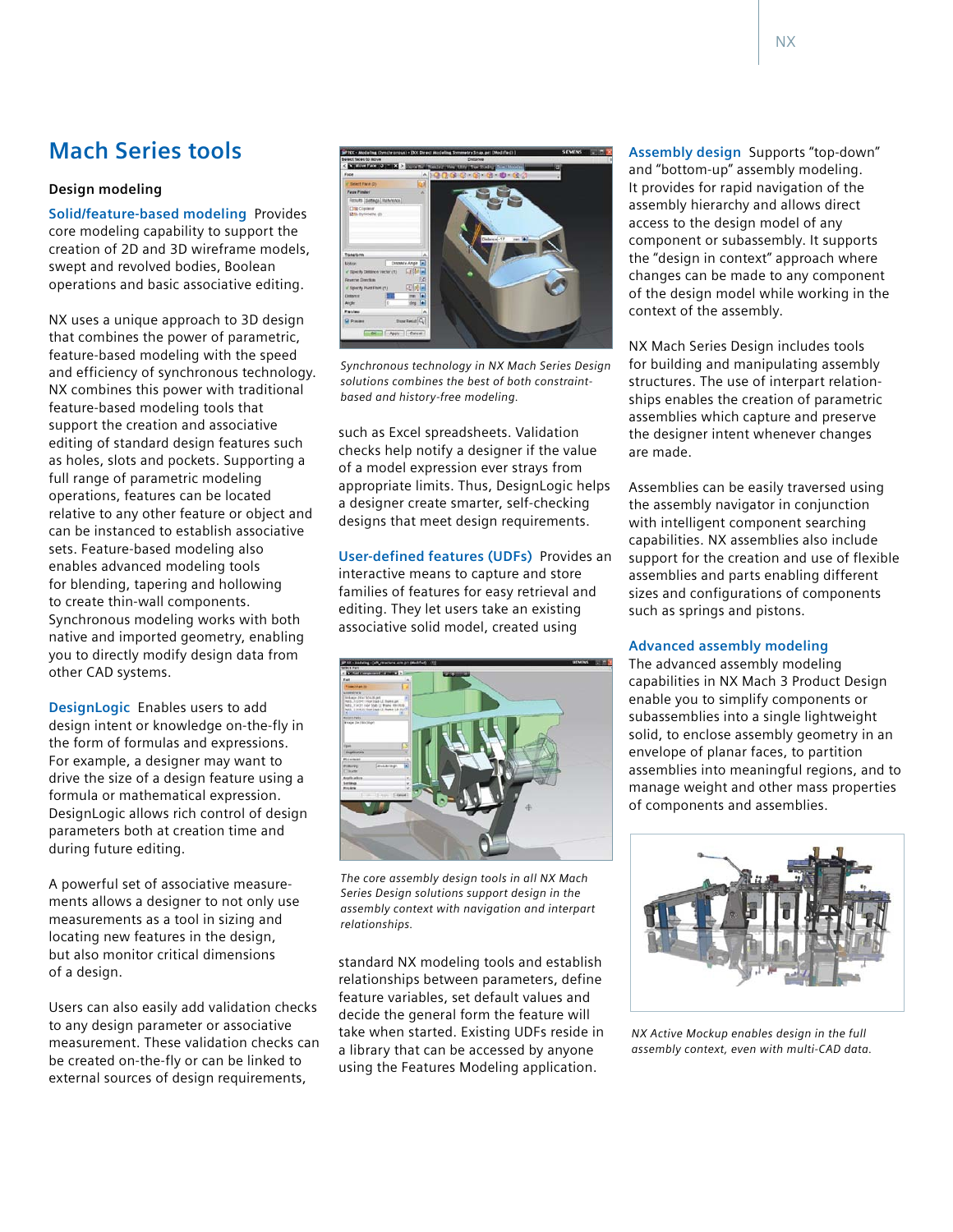# Mach Series tools

### Design modeling

**Solid/feature-based modeling** Provides core modeling capability to support the creation of 2D and 3D wireframe models, swept and revolved bodies, Boolean operations and basic associative editing.

NX uses a unique approach to 3D design that combines the power of parametric, feature-based modeling with the speed and efficiency of synchronous technology. NX combines this power with traditional feature-based modeling tools that support the creation and associative editing of standard design features such as holes, slots and pockets. Supporting a full range of parametric modeling operations, features can be located relative to any other feature or object and can be instanced to establish associative sets. Feature-based modeling also enables advanced modeling tools for blending, tapering and hollowing to create thin-wall components. Synchronous modeling works with both native and imported geometry, enabling you to directly modify design data from other CAD systems.

**DesignLogic** Enables users to add design intent or knowledge on-the-fly in the form of formulas and expressions. For example, a designer may want to drive the size of a design feature using a formula or mathematical expression. DesignLogic allows rich control of design parameters both at creation time and during future editing.

A powerful set of associative measurements allows a designer to not only use measurements as a tool in sizing and locating new features in the design, but also monitor critical dimensions of a design.

Users can also easily add validation checks to any design parameter or associative measurement. These validation checks can be created on-the-fly or can be linked to external sources of design requirements, such as Excel spreadsheets. Validation checks help notify a designer if the value of a model expression ever strays from appropriate limits. Thus, DesignLogic helps a designer create smarter, self-checking designs that meet design requirements.

*Synchronous technology in NX Mach Series Design solutions combines the best of both constraint-based and history-free modeling.*

**User-defined features (UDFs)** Provides an interactive means to capture and store families of features for easy retrieval and editing. They let users take an existing associative solid model, created using standard NX modeling tools and establish relationships between parameters, define feature variables, set default values and decide the general form the feature will take when started. Existing UDFs reside in a library that can be accessed by anyone using the Features Modeling application.

*The core assembly design tools in all NX Mach Series Design solutions support design in the assembly context with navigation and interpart relationships.*

**Assembly design** Supports "top-down" and "bottom-up" assembly modeling. It provides for rapid navigation of the assembly hierarchy and allows direct access to the design model of any component or subassembly. It supports the "design in context" approach where changes can be made to any component of the design model while working in the context of the assembly.

NX Mach Series Design includes tools for building and manipulating assembly structures. The use of interpart relationships enables the creation of parametric assemblies which capture and preserve the designer intent whenever changes are made.

Assemblies can be easily traversed using the assembly navigator in conjunction with intelligent component searching capabilities. NX assemblies also include support for the creation and use of flexible assemblies and parts enabling different sizes and configurations of components such as springs and pistons.

**Advanced assembly modeling**
The advanced assembly modeling capabilities in NX Mach 3 Product Design enable you to simplify components or subassemblies into a single lightweight solid, to enclose assembly geometry in an envelope of planar faces, to partition assemblies into meaningful regions, and to manage weight and other mass properties of components and assemblies.

*NX Active Mockup enables design in the full assembly context, even with multi-CAD data.*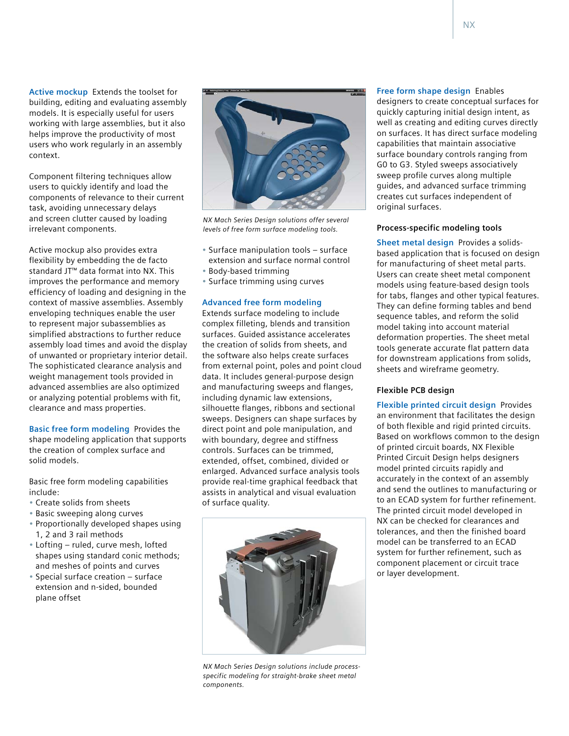**Active mockup** Extends the toolset for building, editing and evaluating assembly models. It is especially useful for users working with large assemblies, but it also helps improve the productivity of most users who work regularly in an assembly context.

Component filtering techniques allow users to quickly identify and load the components of relevance to their current task, avoiding unnecessary delays and screen clutter caused by loading irrelevant components.

Active mockup also provides extra flexibility by embedding the de facto standard JT™ data format into NX. This improves the performance and memory efficiency of loading and designing in the context of massive assemblies. Assembly enveloping techniques enable the user to represent major subassemblies as simplified abstractions to further reduce assembly load times and avoid the display of unwanted or proprietary interior detail. The sophisticated clearance analysis and weight management tools provided in advanced assemblies are also optimized for analyzing potential problems with fit, clearance and mass properties.

**Basic free form modeling** Provides the shape modeling application that supports the creation of complex surface and solid models.

Basic free form modeling capabilities include:

- Create solids from sheets
- Basic sweeping along curves
- Proportionally developed shapes using 1, 2 and 3 rail methods
- Lofting – ruled, curve mesh, lofted shapes using standard conic methods; and meshes of points and curves
- Special surface creation – surface extension and n-sided, bounded plane offset

*NX Mach Series Design solutions offer several levels of free form surface modeling tools.*

- Surface manipulation tools – surface extension and surface normal control
- Body-based trimming
- Surface trimming using curves

**Advanced free form modeling** Extends surface modeling to include complex filleting, blends and transition surfaces. Guided assistance accelerates the creation of solids from sheets, and the software also helps create surfaces from external point, poles and point cloud data. It includes general-purpose design and manufacturing sweeps and flanges, including dynamic law extensions, silhouette flanges, ribbons and sectional sweeps. Designers can shape surfaces by direct point and pole manipulation, and with boundary, degree and stiffness controls. Surfaces can be trimmed, extended, offset, combined, divided or enlarged. Advanced surface analysis tools provide real-time graphical feedback that assists in analytical and visual evaluation of surface quality.

*NX Mach Series Design solutions include process-specific modeling for straight-brake sheet metal components.*

**Free form shape design** Enables designers to create conceptual surfaces for quickly capturing initial design intent, as well as creating and editing curves directly on surfaces. It has direct surface modeling capabilities that maintain associative surface boundary controls ranging from G0 to G3. Styled sweeps associatively sweep profile curves along multiple guides, and advanced surface trimming creates cut surfaces independent of original surfaces.

### Process-specific modeling tools

**Sheet metal design** Provides a solids-based application that is focused on design for manufacturing of sheet metal parts. Users can create sheet metal component models using feature-based design tools for tabs, flanges and other typical features. They can define forming tables and bend sequence tables, and reform the solid model taking into account material deformation properties. The sheet metal tools generate accurate flat pattern data for downstream applications from solids, sheets and wireframe geometry.

### Flexible PCB design

**Flexible printed circuit design** Provides an environment that facilitates the design of both flexible and rigid printed circuits. Based on workflows common to the design of printed circuit boards, NX Flexible Printed Circuit Design helps designers model printed circuits rapidly and accurately in the context of an assembly and send the outlines to manufacturing or to an ECAD system for further refinement. The printed circuit model developed in NX can be checked for clearances and tolerances, and then the finished board model can be transferred to an ECAD system for further refinement, such as component placement or circuit trace or layer development.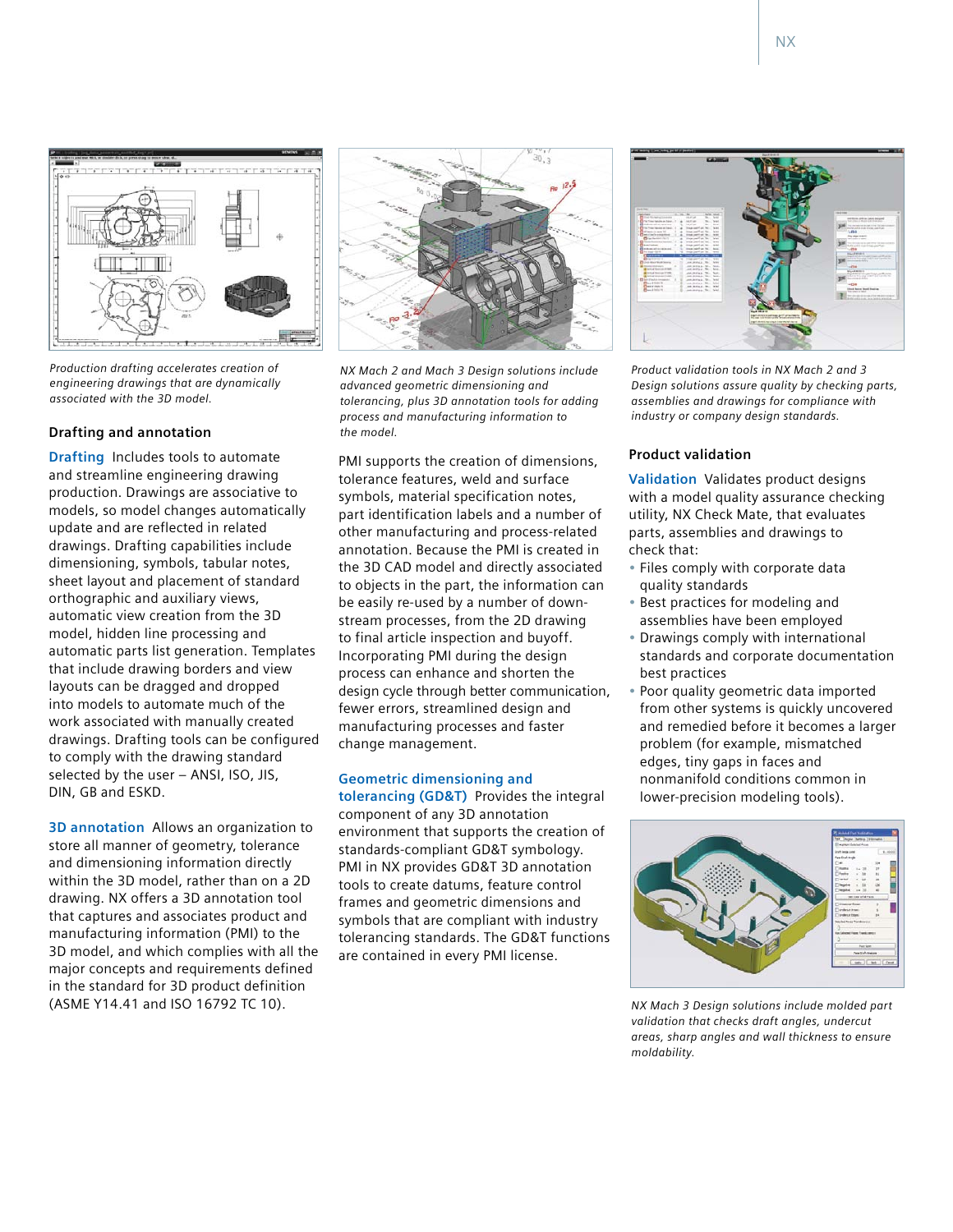*Production drafting accelerates creation of engineering drawings that are dynamically associated with the 3D model.*

*NX Mach 2 and Mach 3 Design solutions include advanced geometric dimensioning and tolerancing, plus 3D annotation tools for adding process and manufacturing information to the model.*

*Product validation tools in NX Mach 2 and 3 Design solutions assure quality by checking parts, assemblies and drawings for compliance with industry or company design standards.*

### Drafting and annotation

**Drafting** Includes tools to automate and streamline engineering drawing production. Drawings are associative to models, so model changes automatically update and are reflected in related drawings. Drafting capabilities include dimensioning, symbols, tabular notes, sheet layout and placement of standard orthographic and auxiliary views, automatic view creation from the 3D model, hidden line processing and automatic parts list generation. Templates that include drawing borders and view layouts can be dragged and dropped into models to automate much of the work associated with manually created drawings. Drafting tools can be configured to comply with the drawing standard selected by the user – ANSI, ISO, JIS, DIN, GB and ESKD.

**3D annotation** Allows an organization to store all manner of geometry, tolerance and dimensioning information directly within the 3D model, rather than on a 2D drawing. NX offers a 3D annotation tool that captures and associates product and manufacturing information (PMI) to the 3D model, and which complies with all the major concepts and requirements defined in the standard for 3D product definition (ASME Y14.41 and ISO 16792 TC 10).

PMI supports the creation of dimensions, tolerance features, weld and surface symbols, material specification notes, part identification labels and a number of other manufacturing and process-related annotation. Because the PMI is created in the 3D CAD model and directly associated to objects in the part, the information can be easily re-used by a number of downstream processes, from the 2D drawing to final article inspection and buyoff. Incorporating PMI during the design process can enhance and shorten the design cycle through better communication, fewer errors, streamlined design and manufacturing processes and faster change management.

**Geometric dimensioning and tolerancing (GD&T)** Provides the integral component of any 3D annotation environment that supports the creation of standards-compliant GD&T symbology. PMI in NX provides GD&T 3D annotation tools to create datums, feature control frames and geometric dimensions and symbols that are compliant with industry tolerancing standards. The GD&T functions are contained in every PMI license.

### Product validation

**Validation** Validates product designs with a model quality assurance checking utility, NX Check Mate, that evaluates parts, assemblies and drawings to check that:

- Files comply with corporate data quality standards
- Best practices for modeling and assemblies have been employed
- Drawings comply with international standards and corporate documentation best practices
- Poor quality geometric data imported from other systems is quickly uncovered and remedied before it becomes a larger problem (for example, mismatched edges, tiny gaps in faces and nonmanifold conditions common in lower-precision modeling tools).

*NX Mach 3 Design solutions include molded part validation that checks draft angles, undercut areas, sharp angles and wall thickness to ensure moldability.*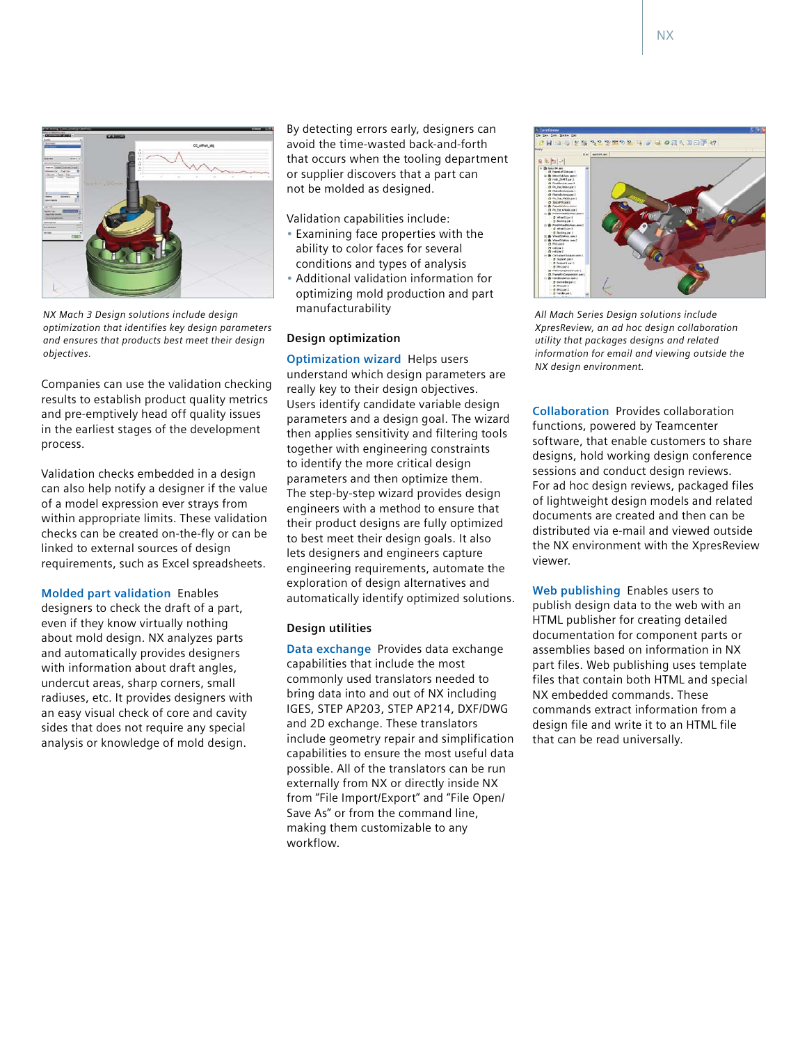*NX Mach 3 Design solutions include design optimization that identifies key design parameters and ensures that products best meet their design objectives.*

Companies can use the validation checking results to establish product quality metrics and pre-emptively head off quality issues in the earliest stages of the development process.

Validation checks embedded in a design can also help notify a designer if the value of a model expression ever strays from within appropriate limits. These validation checks can be created on-the-fly or can be linked to external sources of design requirements, such as Excel spreadsheets.

**Molded part validation** Enables designers to check the draft of a part, even if they know virtually nothing about mold design. NX analyzes parts and automatically provides designers with information about draft angles, undercut areas, sharp corners, small radiuses, etc. It provides designers with an easy visual check of core and cavity sides that does not require any special analysis or knowledge of mold design.

By detecting errors early, designers can avoid the time-wasted back-and-forth that occurs when the tooling department or supplier discovers that a part can not be molded as designed.

Validation capabilities include:

- Examining face properties with the ability to color faces for several conditions and types of analysis
- Additional validation information for optimizing mold production and part manufacturability

### Design optimization

**Optimization wizard** Helps users understand which design parameters are really key to their design objectives. Users identify candidate variable design parameters and a design goal. The wizard then applies sensitivity and filtering tools together with engineering constraints to identify the more critical design parameters and then optimize them. The step-by-step wizard provides design engineers with a method to ensure that their product designs are fully optimized to best meet their design goals. It also lets designers and engineers capture engineering requirements, automate the exploration of design alternatives and automatically identify optimized solutions.

### Design utilities

**Data exchange** Provides data exchange capabilities that include the most commonly used translators needed to bring data into and out of NX including IGES, STEP AP203, STEP AP214, DXF/DWG and 2D exchange. These translators include geometry repair and simplification capabilities to ensure the most useful data possible. All of the translators can be run externally from NX or directly inside NX from "File Import/Export" and "File Open/ Save As" or from the command line, making them customizable to any workflow.

*All Mach Series Design solutions include XpresReview, an ad hoc design collaboration utility that packages designs and related information for email and viewing outside the NX design environment.*

**Collaboration** Provides collaboration functions, powered by Teamcenter software, that enable customers to share designs, hold working design conference sessions and conduct design reviews. For ad hoc design reviews, packaged files of lightweight design models and related documents are created and then can be distributed via e-mail and viewed outside the NX environment with the XpresReview viewer.

**Web publishing** Enables users to publish design data to the web with an HTML publisher for creating detailed documentation for component parts or assemblies based on information in NX part files. Web publishing uses template files that contain both HTML and special NX embedded commands. These commands extract information from a design file and write it to an HTML file that can be read universally.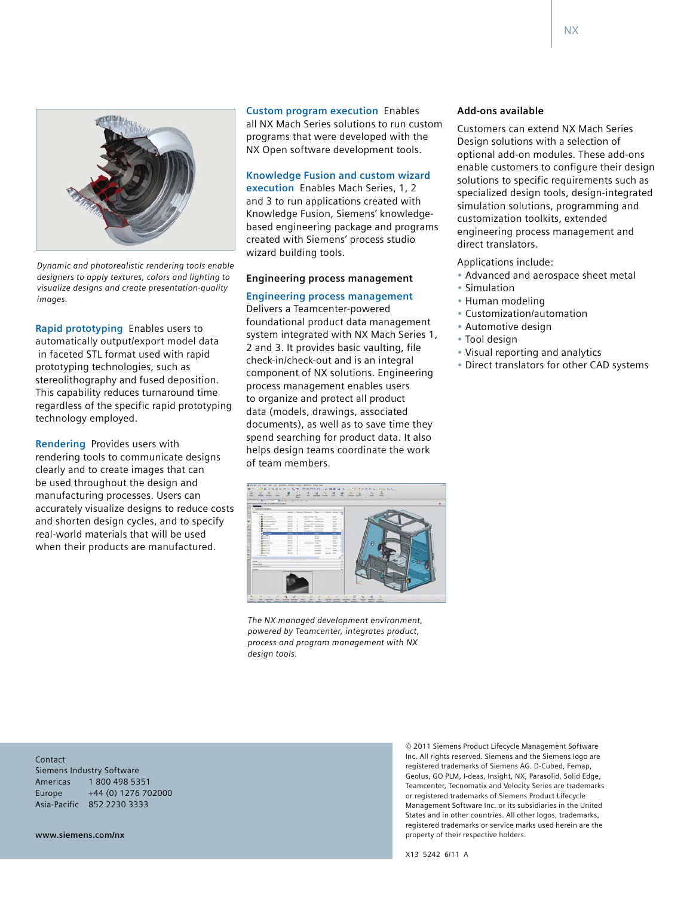*Dynamic and photorealistic rendering tools enable designers to apply textures, colors and lighting to visualize designs and create presentation-quality images.*

**Rapid prototyping** Enables users to automatically output/export model data in faceted STL format used with rapid prototyping technologies, such as stereolithography and fused deposition. This capability reduces turnaround time regardless of the specific rapid prototyping technology employed.

**Rendering** Provides users with rendering tools to communicate designs clearly and to create images that can be used throughout the design and manufacturing processes. Users can accurately visualize designs to reduce costs and shorten design cycles, and to specify real-world materials that will be used when their products are manufactured.

**Custom program execution** Enables all NX Mach Series solutions to run custom programs that were developed with the NX Open software development tools.

**Knowledge Fusion and custom wizard execution** Enables Mach Series, 1, 2 and 3 to run applications created with Knowledge Fusion, Siemens' knowledge-based engineering package and programs created with Siemens' process studio wizard building tools.

## Engineering process management

**Engineering process management** Delivers a Teamcenter-powered foundational product data management system integrated with NX Mach Series 1, 2 and 3. It provides basic vaulting, file check-in/check-out and is an integral component of NX solutions. Engineering process management enables users to organize and protect all product data (models, drawings, associated documents), as well as to save time they spend searching for product data. It also helps design teams coordinate the work of team members.

*The NX managed development environment, powered by Teamcenter, integrates product, process and program management with NX design tools.*

## Add-ons available

Customers can extend NX Mach Series Design solutions with a selection of optional add-on modules. These add-ons enable customers to configure their design solutions to specific requirements such as specialized design tools, design-integrated simulation solutions, programming and customization toolkits, extended engineering process management and direct translators.

Applications include:

- Advanced and aerospace sheet metal
- Simulation
- Human modeling
- Customization/automation
- Automotive design
- Tool design
- Visual reporting and analytics
- Direct translators for other CAD systems

Contact
Siemens Industry Software
Americas 1 800 498 5351
Europe +44 (0) 1276 702000
Asia-Pacific 852 2230 3333

**www.siemens.com/nx**

© 2011 Siemens Product Lifecycle Management Software Inc. All rights reserved. Siemens and the Siemens logo are registered trademarks of Siemens AG. D-Cubed, Femap, Geolus, GO PLM, I-deas, Insight, NX, Parasolid, Solid Edge, Teamcenter, Tecnomatix and Velocity Series are trademarks or registered trademarks of Siemens Product Lifecycle Management Software Inc. or its subsidiaries in the United States and in other countries. All other logos, trademarks, registered trademarks or service marks used herein are the property of their respective holders.

X13 5242 6/11 A